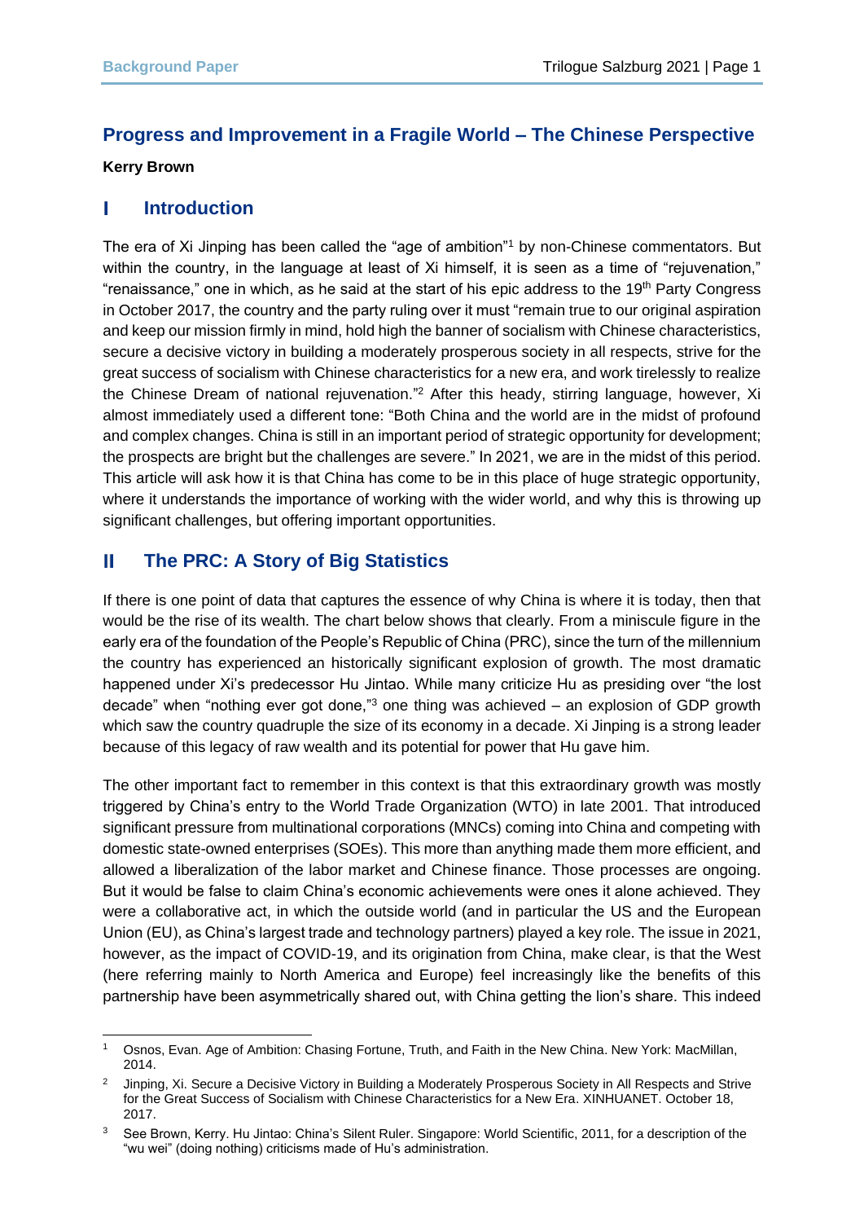## Progress and Improvement in a Fragile World – The Chinese Perspective

**Kerry Brown**

## I Introduction

The era of Xi Jinping has been called the "age of ambition"[1] by non-Chinese commentators. But within the country, in the language at least of Xi himself, it is seen as a time of "rejuvenation," "renaissance," one in which, as he said at the start of his epic address to the 19th Party Congress in October 2017, the country and the party ruling over it must "remain true to our original aspiration and keep our mission firmly in mind, hold high the banner of socialism with Chinese characteristics, secure a decisive victory in building a moderately prosperous society in all respects, strive for the great success of socialism with Chinese characteristics for a new era, and work tirelessly to realize the Chinese Dream of national rejuvenation."[2] After this heady, stirring language, however, Xi almost immediately used a different tone: "Both China and the world are in the midst of profound and complex changes. China is still in an important period of strategic opportunity for development; the prospects are bright but the challenges are severe." In 2021, we are in the midst of this period. This article will ask how it is that China has come to be in this place of huge strategic opportunity, where it understands the importance of working with the wider world, and why this is throwing up significant challenges, but offering important opportunities.

## II The PRC: A Story of Big Statistics

If there is one point of data that captures the essence of why China is where it is today, then that would be the rise of its wealth. The chart below shows that clearly. From a miniscule figure in the early era of the foundation of the People's Republic of China (PRC), since the turn of the millennium the country has experienced an historically significant explosion of growth. The most dramatic happened under Xi's predecessor Hu Jintao. While many criticize Hu as presiding over "the lost decade" when "nothing ever got done,"[3] one thing was achieved – an explosion of GDP growth which saw the country quadruple the size of its economy in a decade. Xi Jinping is a strong leader because of this legacy of raw wealth and its potential for power that Hu gave him.

The other important fact to remember in this context is that this extraordinary growth was mostly triggered by China's entry to the World Trade Organization (WTO) in late 2001. That introduced significant pressure from multinational corporations (MNCs) coming into China and competing with domestic state-owned enterprises (SOEs). This more than anything made them more efficient, and allowed a liberalization of the labor market and Chinese finance. Those processes are ongoing. But it would be false to claim China's economic achievements were ones it alone achieved. They were a collaborative act, in which the outside world (and in particular the US and the European Union (EU), as China's largest trade and technology partners) played a key role. The issue in 2021, however, as the impact of COVID-19, and its origination from China, make clear, is that the West (here referring mainly to North America and Europe) feel increasingly like the benefits of this partnership have been asymmetrically shared out, with China getting the lion's share. This indeed

---

[1] Osnos, Evan. Age of Ambition: Chasing Fortune, Truth, and Faith in the New China. New York: MacMillan, 2014.

[2] Jinping, Xi. Secure a Decisive Victory in Building a Moderately Prosperous Society in All Respects and Strive for the Great Success of Socialism with Chinese Characteristics for a New Era. XINHUANET. October 18, 2017.

[3] See Brown, Kerry. Hu Jintao: China's Silent Ruler. Singapore: World Scientific, 2011, for a description of the "wu wei" (doing nothing) criticisms made of Hu's administration.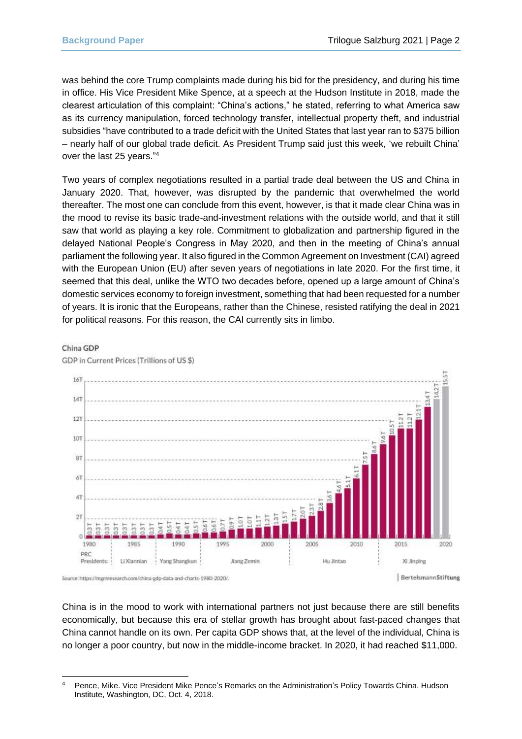was behind the core Trump complaints made during his bid for the presidency, and during his time in office. His Vice President Mike Spence, at a speech at the Hudson Institute in 2018, made the clearest articulation of this complaint: "China's actions," he stated, referring to what America saw as its currency manipulation, forced technology transfer, intellectual property theft, and industrial subsidies "have contributed to a trade deficit with the United States that last year ran to $375 billion – nearly half of our global trade deficit. As President Trump said just this week, 'we rebuilt China' over the last 25 years."[4]

Two years of complex negotiations resulted in a partial trade deal between the US and China in January 2020. That, however, was disrupted by the pandemic that overwhelmed the world thereafter. The most one can conclude from this event, however, is that it made clear China was in the mood to revise its basic trade-and-investment relations with the outside world, and that it still saw that world as playing a key role. Commitment to globalization and partnership figured in the delayed National People's Congress in May 2020, and then in the meeting of China's annual parliament the following year. It also figured in the Common Agreement on Investment (CAI) agreed with the European Union (EU) after seven years of negotiations in late 2020. For the first time, it seemed that this deal, unlike the WTO two decades before, opened up a large amount of China's domestic services economy to foreign investment, something that had been requested for a number of years. It is ironic that the Europeans, rather than the Chinese, resisted ratifying the deal in 2021 for political reasons. For this reason, the CAI currently sits in limbo.

**China GDP**

GDP in Current Prices (Trillions of US $)

0, 2T, 4T, 6T, 8T, 10T, 12T, 14T, 16T

0.3T 0.3T 0.3T 0.3T 0.3T 0.3T 0.3T 0.3T 0.4T 0.5T 0.4T 0.4T 0.5T 0.6T 0.6T 0.7T 0.9T 1.0T 1.0T 1.1T 1.2T 1.3T 1.5T 1.7T 2.0T 2.3T 2.8T 3.6T 4.6T 5.1T 6.1T 7.5T 8.6T 9.6T 10.5T 11.2T 11.2T 12.1T 13.4T 14.2T 15.5T

1980, 1985, 1990, 1995, 2000, 2005, 2010, 2015, 2020

PRC Presidents: Li Xiannian, Yang Shangkun, Jiang Zemin, Hu Jintao, Xi Jinping

Source: https://mgmresearch.com/china-gdp-data-and-charts-1980-2020/.

BertelsmannStiftung

China is in the mood to work with international partners not just because there are still benefits economically, but because this era of stellar growth has brought about fast-paced changes that China cannot handle on its own. Per capita GDP shows that, at the level of the individual, China is no longer a poor country, but now in the middle-income bracket. In 2020, it had reached $11,000.

[4] Pence, Mike. Vice President Mike Pence's Remarks on the Administration's Policy Towards China. Hudson Institute, Washington, DC, Oct. 4, 2018.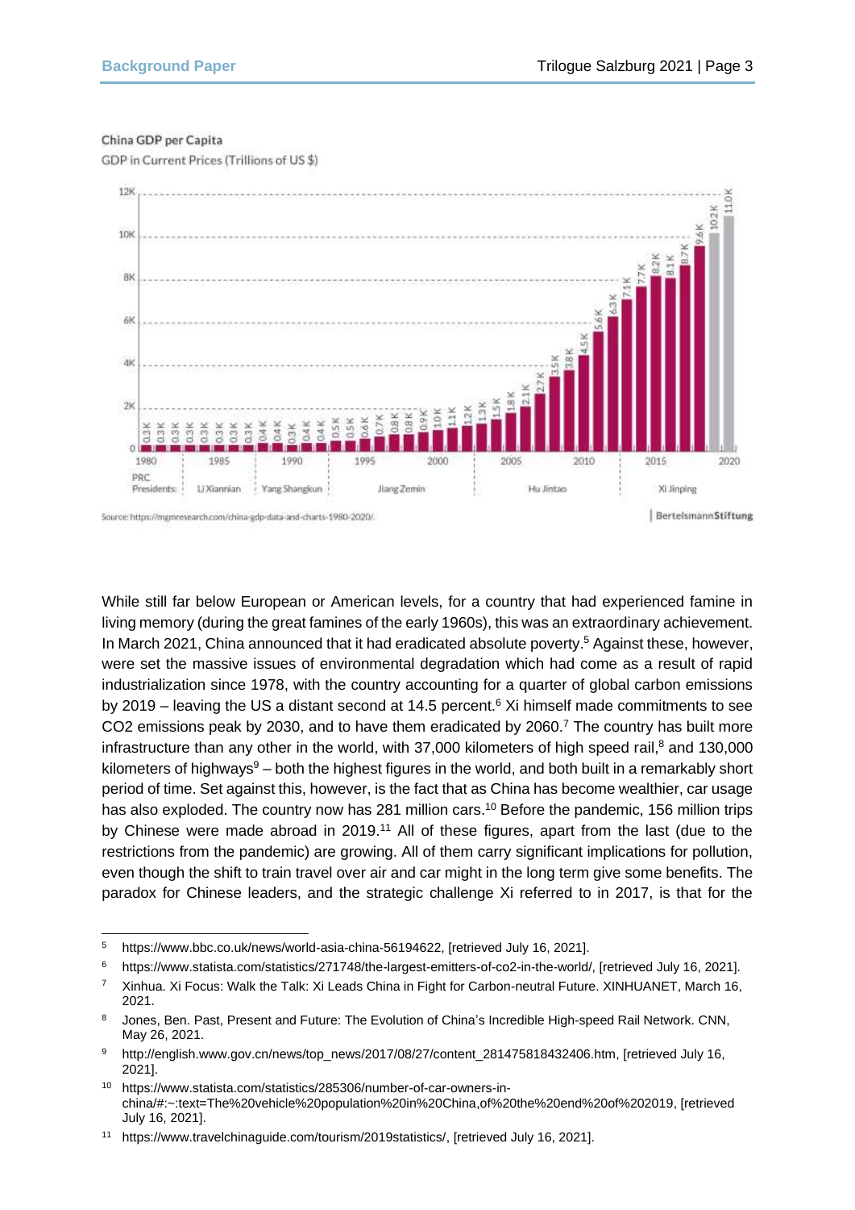China GDP per Capita

GDP in Current Prices (Trillions of US $)

12K
10K
8K
6K
4K
2K
0

0.3K 0.3K 0.3K 0.3K 0.3K 0.3K 0.3K 0.3K 0.4K 0.4K 0.3K 0.4K 0.4K 0.5K 0.5K 0.6K 0.7K 0.8K 0.8K 0.9K 1.0K 1.1K 1.2K 1.3K 1.5K 1.8K 2.1K 2.7K 3.5K 3.8K 4.5K 5.6K 6.3K 7.1K 7.7K 8.2K 8.1K 8.7K 9.6K 10.2K 11.0K

1980 1985 1990 1995 2000 2005 2010 2015 2020

PRC Presidents: Li Xiannian | Yang Shangkun | Jiang Zemin | Hu Jintao | Xi Jinping

Source: https://mgmresearch.com/china-gdp-data-and-charts-1980-2020/.

BertelsmannStiftung

While still far below European or American levels, for a country that had experienced famine in living memory (during the great famines of the early 1960s), this was an extraordinary achievement. In March 2021, China announced that it had eradicated absolute poverty.[5] Against these, however, were set the massive issues of environmental degradation which had come as a result of rapid industrialization since 1978, with the country accounting for a quarter of global carbon emissions by 2019 – leaving the US a distant second at 14.5 percent.[6] Xi himself made commitments to see $CO_2$ emissions peak by 2030, and to have them eradicated by 2060.[7] The country has built more infrastructure than any other in the world, with 37,000 kilometers of high speed rail,[8] and 130,000 kilometers of highways[9] – both the highest figures in the world, and both built in a remarkably short period of time. Set against this, however, is the fact that as China has become wealthier, car usage has also exploded. The country now has 281 million cars.[10] Before the pandemic, 156 million trips by Chinese were made abroad in 2019.[11] All of these figures, apart from the last (due to the restrictions from the pandemic) are growing. All of them carry significant implications for pollution, even though the shift to train travel over air and car might in the long term give some benefits. The paradox for Chinese leaders, and the strategic challenge Xi referred to in 2017, is that for the

---

[5] https://www.bbc.co.uk/news/world-asia-china-56194622, [retrieved July 16, 2021].

[6] https://www.statista.com/statistics/271748/the-largest-emitters-of-co2-in-the-world/, [retrieved July 16, 2021].

[7] Xinhua. Xi Focus: Walk the Talk: Xi Leads China in Fight for Carbon-neutral Future. XINHUANET, March 16, 2021.

[8] Jones, Ben. Past, Present and Future: The Evolution of China's Incredible High-speed Rail Network. CNN, May 26, 2021.

[9] http://english.www.gov.cn/news/top_news/2017/08/27/content_281475818432406.htm, [retrieved July 16, 2021].

[10] https://www.statista.com/statistics/285306/number-of-car-owners-in-china/#:~:text=The%20vehicle%20population%20in%20China,of%20the%20end%20of%202019, [retrieved July 16, 2021].

[11] https://www.travelchinaguide.com/tourism/2019statistics/, [retrieved July 16, 2021].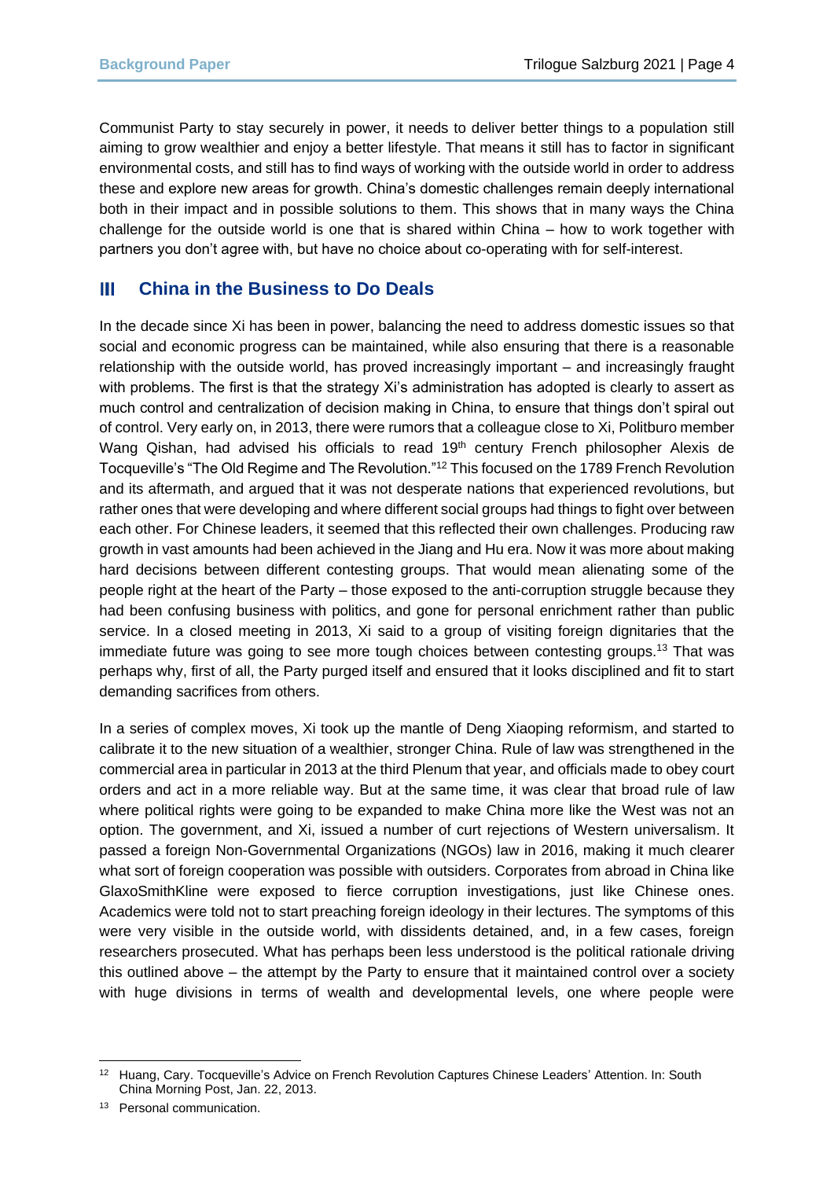Communist Party to stay securely in power, it needs to deliver better things to a population still aiming to grow wealthier and enjoy a better lifestyle. That means it still has to factor in significant environmental costs, and still has to find ways of working with the outside world in order to address these and explore new areas for growth. China's domestic challenges remain deeply international both in their impact and in possible solutions to them. This shows that in many ways the China challenge for the outside world is one that is shared within China – how to work together with partners you don't agree with, but have no choice about co-operating with for self-interest.

## III China in the Business to Do Deals

In the decade since Xi has been in power, balancing the need to address domestic issues so that social and economic progress can be maintained, while also ensuring that there is a reasonable relationship with the outside world, has proved increasingly important – and increasingly fraught with problems. The first is that the strategy Xi's administration has adopted is clearly to assert as much control and centralization of decision making in China, to ensure that things don't spiral out of control. Very early on, in 2013, there were rumors that a colleague close to Xi, Politburo member Wang Qishan, had advised his officials to read 19th century French philosopher Alexis de Tocqueville's "The Old Regime and The Revolution."[12] This focused on the 1789 French Revolution and its aftermath, and argued that it was not desperate nations that experienced revolutions, but rather ones that were developing and where different social groups had things to fight over between each other. For Chinese leaders, it seemed that this reflected their own challenges. Producing raw growth in vast amounts had been achieved in the Jiang and Hu era. Now it was more about making hard decisions between different contesting groups. That would mean alienating some of the people right at the heart of the Party – those exposed to the anti-corruption struggle because they had been confusing business with politics, and gone for personal enrichment rather than public service. In a closed meeting in 2013, Xi said to a group of visiting foreign dignitaries that the immediate future was going to see more tough choices between contesting groups.[13] That was perhaps why, first of all, the Party purged itself and ensured that it looks disciplined and fit to start demanding sacrifices from others.

In a series of complex moves, Xi took up the mantle of Deng Xiaoping reformism, and started to calibrate it to the new situation of a wealthier, stronger China. Rule of law was strengthened in the commercial area in particular in 2013 at the third Plenum that year, and officials made to obey court orders and act in a more reliable way. But at the same time, it was clear that broad rule of law where political rights were going to be expanded to make China more like the West was not an option. The government, and Xi, issued a number of curt rejections of Western universalism. It passed a foreign Non-Governmental Organizations (NGOs) law in 2016, making it much clearer what sort of foreign cooperation was possible with outsiders. Corporates from abroad in China like GlaxoSmithKline were exposed to fierce corruption investigations, just like Chinese ones. Academics were told not to start preaching foreign ideology in their lectures. The symptoms of this were very visible in the outside world, with dissidents detained, and, in a few cases, foreign researchers prosecuted. What has perhaps been less understood is the political rationale driving this outlined above – the attempt by the Party to ensure that it maintained control over a society with huge divisions in terms of wealth and developmental levels, one where people were

---

[12] Huang, Cary. Tocqueville's Advice on French Revolution Captures Chinese Leaders' Attention. In: South China Morning Post, Jan. 22, 2013.

[13] Personal communication.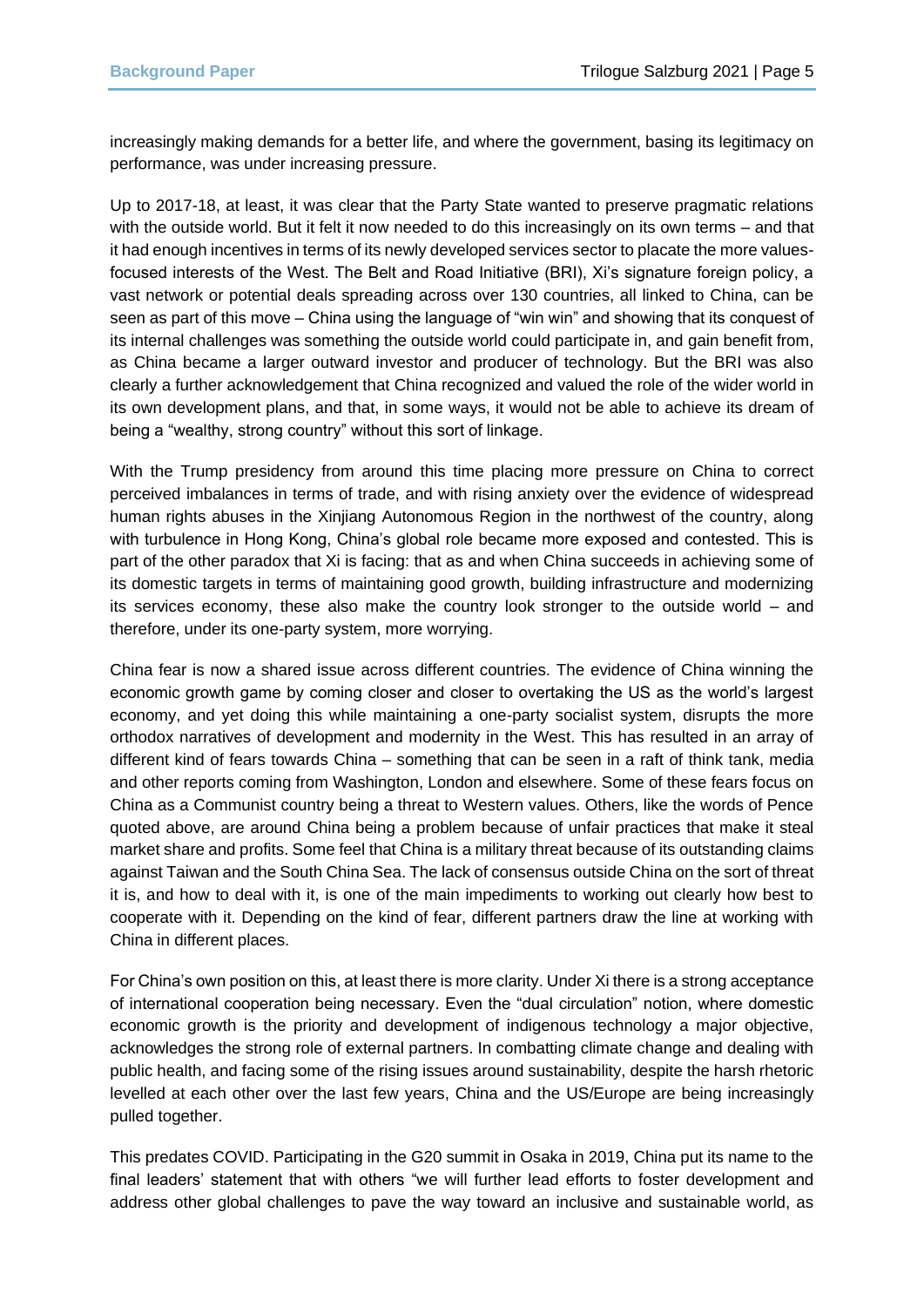increasingly making demands for a better life, and where the government, basing its legitimacy on performance, was under increasing pressure.

Up to 2017-18, at least, it was clear that the Party State wanted to preserve pragmatic relations with the outside world. But it felt it now needed to do this increasingly on its own terms – and that it had enough incentives in terms of its newly developed services sector to placate the more values-focused interests of the West. The Belt and Road Initiative (BRI), Xi's signature foreign policy, a vast network or potential deals spreading across over 130 countries, all linked to China, can be seen as part of this move – China using the language of "win win" and showing that its conquest of its internal challenges was something the outside world could participate in, and gain benefit from, as China became a larger outward investor and producer of technology. But the BRI was also clearly a further acknowledgement that China recognized and valued the role of the wider world in its own development plans, and that, in some ways, it would not be able to achieve its dream of being a "wealthy, strong country" without this sort of linkage.

With the Trump presidency from around this time placing more pressure on China to correct perceived imbalances in terms of trade, and with rising anxiety over the evidence of widespread human rights abuses in the Xinjiang Autonomous Region in the northwest of the country, along with turbulence in Hong Kong, China's global role became more exposed and contested. This is part of the other paradox that Xi is facing: that as and when China succeeds in achieving some of its domestic targets in terms of maintaining good growth, building infrastructure and modernizing its services economy, these also make the country look stronger to the outside world – and therefore, under its one-party system, more worrying.

China fear is now a shared issue across different countries. The evidence of China winning the economic growth game by coming closer and closer to overtaking the US as the world's largest economy, and yet doing this while maintaining a one-party socialist system, disrupts the more orthodox narratives of development and modernity in the West. This has resulted in an array of different kind of fears towards China – something that can be seen in a raft of think tank, media and other reports coming from Washington, London and elsewhere. Some of these fears focus on China as a Communist country being a threat to Western values. Others, like the words of Pence quoted above, are around China being a problem because of unfair practices that make it steal market share and profits. Some feel that China is a military threat because of its outstanding claims against Taiwan and the South China Sea. The lack of consensus outside China on the sort of threat it is, and how to deal with it, is one of the main impediments to working out clearly how best to cooperate with it. Depending on the kind of fear, different partners draw the line at working with China in different places.

For China's own position on this, at least there is more clarity. Under Xi there is a strong acceptance of international cooperation being necessary. Even the "dual circulation" notion, where domestic economic growth is the priority and development of indigenous technology a major objective, acknowledges the strong role of external partners. In combatting climate change and dealing with public health, and facing some of the rising issues around sustainability, despite the harsh rhetoric levelled at each other over the last few years, China and the US/Europe are being increasingly pulled together.

This predates COVID. Participating in the G20 summit in Osaka in 2019, China put its name to the final leaders' statement that with others "we will further lead efforts to foster development and address other global challenges to pave the way toward an inclusive and sustainable world, as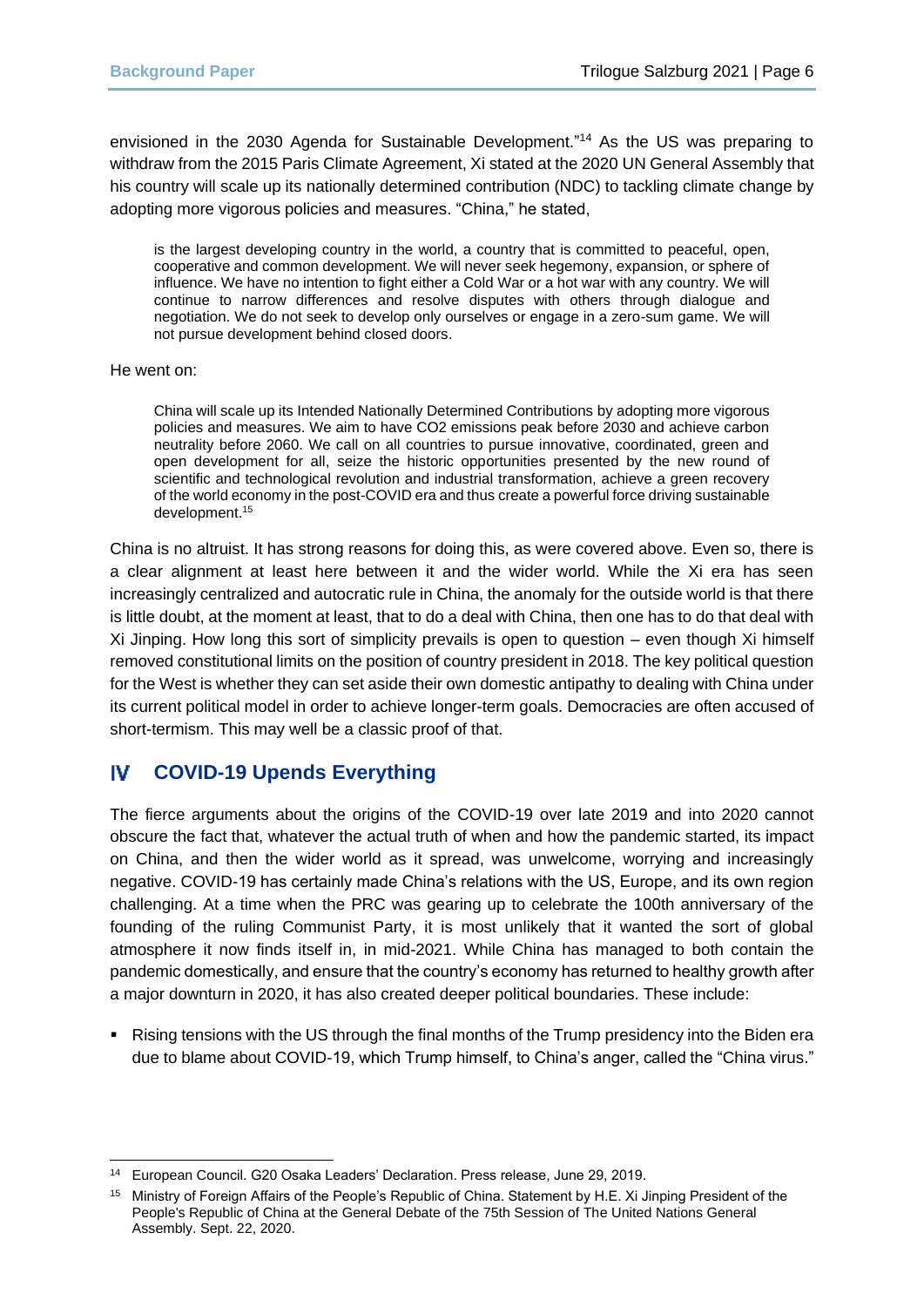envisioned in the 2030 Agenda for Sustainable Development."[14] As the US was preparing to withdraw from the 2015 Paris Climate Agreement, Xi stated at the 2020 UN General Assembly that his country will scale up its nationally determined contribution (NDC) to tackling climate change by adopting more vigorous policies and measures. "China," he stated,

> is the largest developing country in the world, a country that is committed to peaceful, open, cooperative and common development. We will never seek hegemony, expansion, or sphere of influence. We have no intention to fight either a Cold War or a hot war with any country. We will continue to narrow differences and resolve disputes with others through dialogue and negotiation. We do not seek to develop only ourselves or engage in a zero-sum game. We will not pursue development behind closed doors.

He went on:

> China will scale up its Intended Nationally Determined Contributions by adopting more vigorous policies and measures. We aim to have $CO_2$ emissions peak before 2030 and achieve carbon neutrality before 2060. We call on all countries to pursue innovative, coordinated, green and open development for all, seize the historic opportunities presented by the new round of scientific and technological revolution and industrial transformation, achieve a green recovery of the world economy in the post-COVID era and thus create a powerful force driving sustainable development.[15]

China is no altruist. It has strong reasons for doing this, as were covered above. Even so, there is a clear alignment at least here between it and the wider world. While the Xi era has seen increasingly centralized and autocratic rule in China, the anomaly for the outside world is that there is little doubt, at the moment at least, that to do a deal with China, then one has to do that deal with Xi Jinping. How long this sort of simplicity prevails is open to question – even though Xi himself removed constitutional limits on the position of country president in 2018. The key political question for the West is whether they can set aside their own domestic antipathy to dealing with China under its current political model in order to achieve longer-term goals. Democracies are often accused of short-termism. This may well be a classic proof of that.

## IV COVID-19 Upends Everything

The fierce arguments about the origins of the COVID-19 over late 2019 and into 2020 cannot obscure the fact that, whatever the actual truth of when and how the pandemic started, its impact on China, and then the wider world as it spread, was unwelcome, worrying and increasingly negative. COVID-19 has certainly made China's relations with the US, Europe, and its own region challenging. At a time when the PRC was gearing up to celebrate the 100th anniversary of the founding of the ruling Communist Party, it is most unlikely that it wanted the sort of global atmosphere it now finds itself in, in mid-2021. While China has managed to both contain the pandemic domestically, and ensure that the country's economy has returned to healthy growth after a major downturn in 2020, it has also created deeper political boundaries. These include:

- Rising tensions with the US through the final months of the Trump presidency into the Biden era due to blame about COVID-19, which Trump himself, to China's anger, called the "China virus."

---

[14] European Council. G20 Osaka Leaders' Declaration. Press release, June 29, 2019.

[15] Ministry of Foreign Affairs of the People's Republic of China. Statement by H.E. Xi Jinping President of the People's Republic of China at the General Debate of the 75th Session of The United Nations General Assembly. Sept. 22, 2020.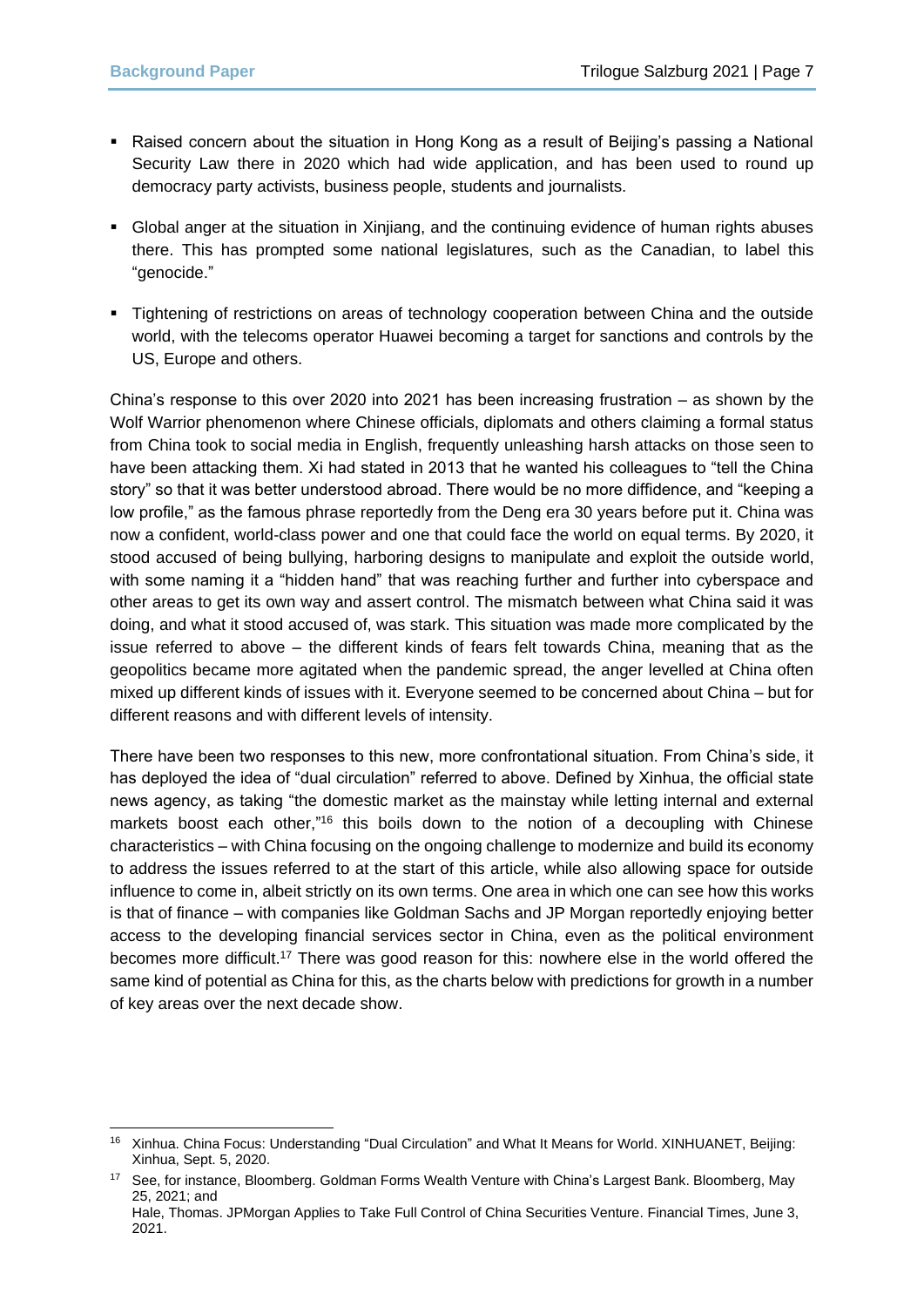- Raised concern about the situation in Hong Kong as a result of Beijing's passing a National Security Law there in 2020 which had wide application, and has been used to round up democracy party activists, business people, students and journalists.
- Global anger at the situation in Xinjiang, and the continuing evidence of human rights abuses there. This has prompted some national legislatures, such as the Canadian, to label this "genocide."
- Tightening of restrictions on areas of technology cooperation between China and the outside world, with the telecoms operator Huawei becoming a target for sanctions and controls by the US, Europe and others.

China's response to this over 2020 into 2021 has been increasing frustration – as shown by the Wolf Warrior phenomenon where Chinese officials, diplomats and others claiming a formal status from China took to social media in English, frequently unleashing harsh attacks on those seen to have been attacking them. Xi had stated in 2013 that he wanted his colleagues to "tell the China story" so that it was better understood abroad. There would be no more diffidence, and "keeping a low profile," as the famous phrase reportedly from the Deng era 30 years before put it. China was now a confident, world-class power and one that could face the world on equal terms. By 2020, it stood accused of being bullying, harboring designs to manipulate and exploit the outside world, with some naming it a "hidden hand" that was reaching further and further into cyberspace and other areas to get its own way and assert control. The mismatch between what China said it was doing, and what it stood accused of, was stark. This situation was made more complicated by the issue referred to above – the different kinds of fears felt towards China, meaning that as the geopolitics became more agitated when the pandemic spread, the anger levelled at China often mixed up different kinds of issues with it. Everyone seemed to be concerned about China – but for different reasons and with different levels of intensity.

There have been two responses to this new, more confrontational situation. From China's side, it has deployed the idea of "dual circulation" referred to above. Defined by Xinhua, the official state news agency, as taking "the domestic market as the mainstay while letting internal and external markets boost each other,"[16] this boils down to the notion of a decoupling with Chinese characteristics – with China focusing on the ongoing challenge to modernize and build its economy to address the issues referred to at the start of this article, while also allowing space for outside influence to come in, albeit strictly on its own terms. One area in which one can see how this works is that of finance – with companies like Goldman Sachs and JP Morgan reportedly enjoying better access to the developing financial services sector in China, even as the political environment becomes more difficult.[17] There was good reason for this: nowhere else in the world offered the same kind of potential as China for this, as the charts below with predictions for growth in a number of key areas over the next decade show.

---

[16] Xinhua. China Focus: Understanding "Dual Circulation" and What It Means for World. XINHUANET, Beijing: Xinhua, Sept. 5, 2020.

[17] See, for instance, Bloomberg. Goldman Forms Wealth Venture with China's Largest Bank. Bloomberg, May 25, 2021; and
Hale, Thomas. JPMorgan Applies to Take Full Control of China Securities Venture. Financial Times, June 3, 2021.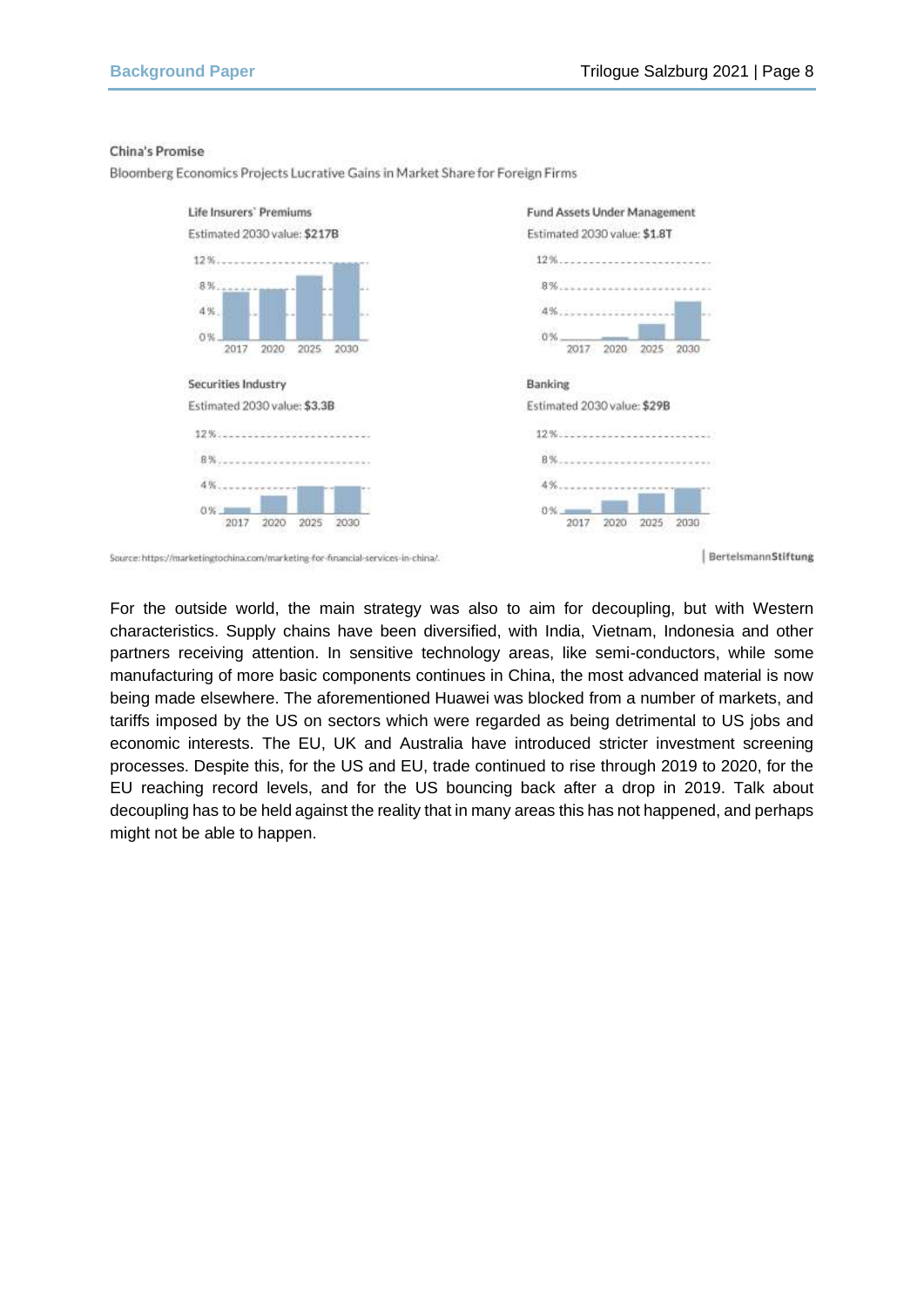China's Promise

Bloomberg Economics Projects Lucrative Gains in Market Share for Foreign Firms

Life Insurers' Premiums

Estimated 2030 value: **$217B**

12%
8%
4%
0%
2017 2020 2025 2030

Fund Assets Under Management

Estimated 2030 value: **$1.8T**

12%
8%
4%
0%
2017 2020 2025 2030

Securities Industry

Estimated 2030 value: **$3.3B**

12%
8%
4%
0%
2017 2020 2025 2030

Banking

Estimated 2030 value: **$29B**

12%
8%
4%
0%
2017 2020 2025 2030

Source: https://marketingtochina.com/marketing-for-financial-services-in-china/.

BertelsmannStiftung

For the outside world, the main strategy was also to aim for decoupling, but with Western characteristics. Supply chains have been diversified, with India, Vietnam, Indonesia and other partners receiving attention. In sensitive technology areas, like semi-conductors, while some manufacturing of more basic components continues in China, the most advanced material is now being made elsewhere. The aforementioned Huawei was blocked from a number of markets, and tariffs imposed by the US on sectors which were regarded as being detrimental to US jobs and economic interests. The EU, UK and Australia have introduced stricter investment screening processes. Despite this, for the US and EU, trade continued to rise through 2019 to 2020, for the EU reaching record levels, and for the US bouncing back after a drop in 2019. Talk about decoupling has to be held against the reality that in many areas this has not happened, and perhaps might not be able to happen.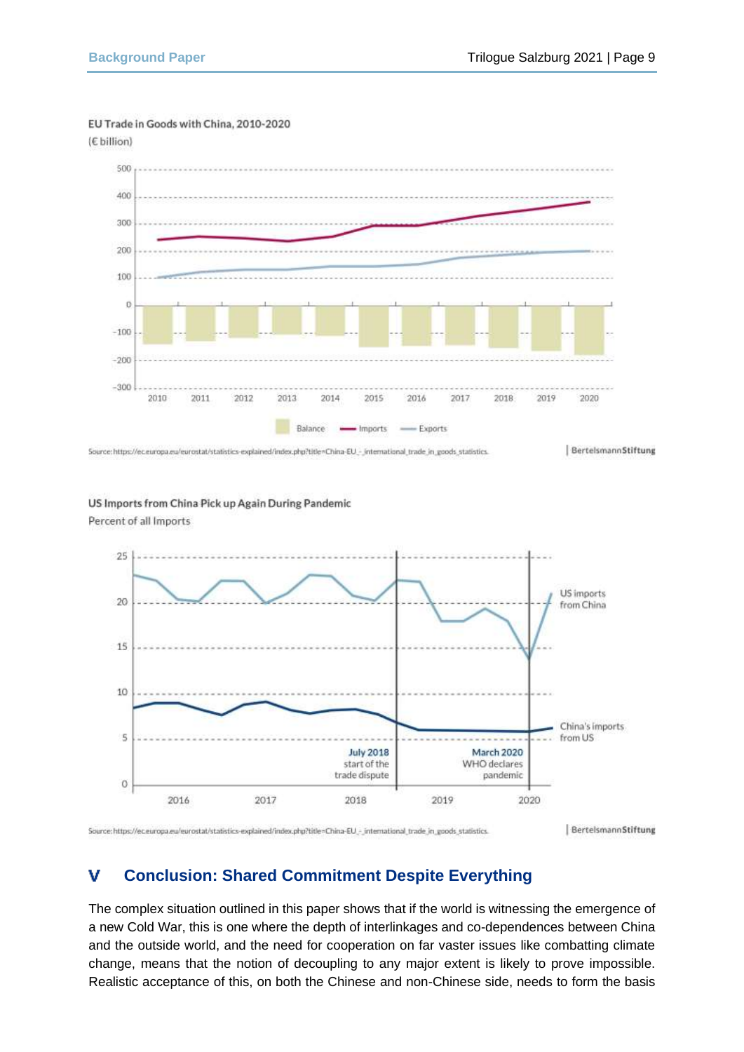EU Trade in Goods with China, 2010-2020

(€ billion)

500
400
300
200
100
0
-100
-200
-300

2010 2011 2012 2013 2014 2015 2016 2017 2018 2019 2020

Balance Imports Exports

Source: https://ec.europa.eu/eurostat/statistics-explained/index.php?title=China-EU_-_international_trade_in_goods_statistics.

| BertelsmannStiftung

US Imports from China Pick up Again During Pandemic

Percent of all Imports

25
20
15
10
5
0

2016 2017 2018 2019 2020

US imports from China

China's imports from US

July 2018
start of the
trade dispute

March 2020
WHO declares
pandemic

Source: https://ec.europa.eu/eurostat/statistics-explained/index.php?title=China-EU_-_international_trade_in_goods_statistics.

| BertelsmannStiftung

## V Conclusion: Shared Commitment Despite Everything

The complex situation outlined in this paper shows that if the world is witnessing the emergence of a new Cold War, this is one where the depth of interlinkages and co-dependences between China and the outside world, and the need for cooperation on far vaster issues like combatting climate change, means that the notion of decoupling to any major extent is likely to prove impossible. Realistic acceptance of this, on both the Chinese and non-Chinese side, needs to form the basis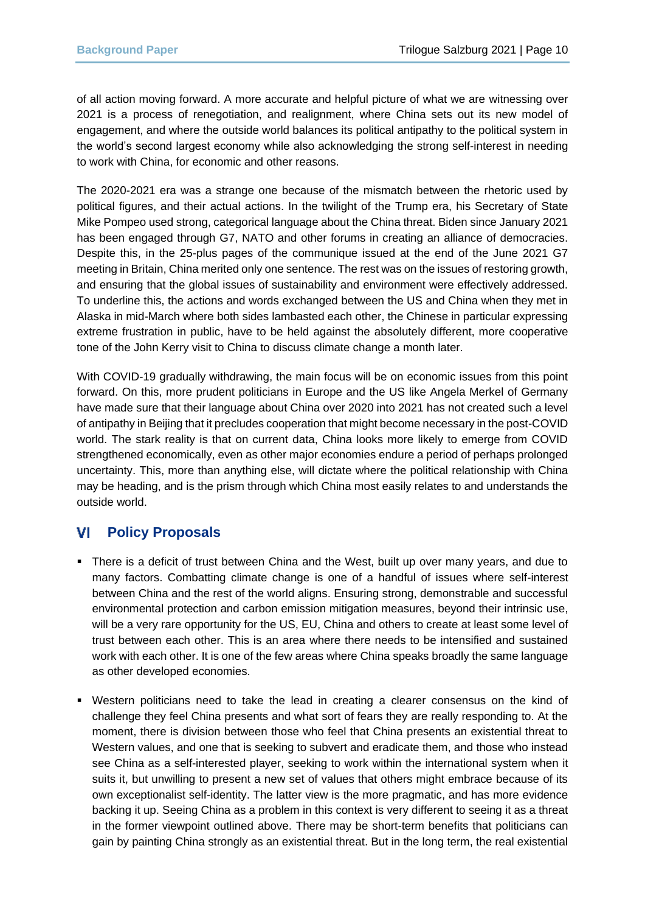of all action moving forward. A more accurate and helpful picture of what we are witnessing over 2021 is a process of renegotiation, and realignment, where China sets out its new model of engagement, and where the outside world balances its political antipathy to the political system in the world's second largest economy while also acknowledging the strong self-interest in needing to work with China, for economic and other reasons.

The 2020-2021 era was a strange one because of the mismatch between the rhetoric used by political figures, and their actual actions. In the twilight of the Trump era, his Secretary of State Mike Pompeo used strong, categorical language about the China threat. Biden since January 2021 has been engaged through G7, NATO and other forums in creating an alliance of democracies. Despite this, in the 25-plus pages of the communique issued at the end of the June 2021 G7 meeting in Britain, China merited only one sentence. The rest was on the issues of restoring growth, and ensuring that the global issues of sustainability and environment were effectively addressed. To underline this, the actions and words exchanged between the US and China when they met in Alaska in mid-March where both sides lambasted each other, the Chinese in particular expressing extreme frustration in public, have to be held against the absolutely different, more cooperative tone of the John Kerry visit to China to discuss climate change a month later.

With COVID-19 gradually withdrawing, the main focus will be on economic issues from this point forward. On this, more prudent politicians in Europe and the US like Angela Merkel of Germany have made sure that their language about China over 2020 into 2021 has not created such a level of antipathy in Beijing that it precludes cooperation that might become necessary in the post-COVID world. The stark reality is that on current data, China looks more likely to emerge from COVID strengthened economically, even as other major economies endure a period of perhaps prolonged uncertainty. This, more than anything else, will dictate where the political relationship with China may be heading, and is the prism through which China most easily relates to and understands the outside world.

## VI Policy Proposals

- There is a deficit of trust between China and the West, built up over many years, and due to many factors. Combatting climate change is one of a handful of issues where self-interest between China and the rest of the world aligns. Ensuring strong, demonstrable and successful environmental protection and carbon emission mitigation measures, beyond their intrinsic use, will be a very rare opportunity for the US, EU, China and others to create at least some level of trust between each other. This is an area where there needs to be intensified and sustained work with each other. It is one of the few areas where China speaks broadly the same language as other developed economies.

- Western politicians need to take the lead in creating a clearer consensus on the kind of challenge they feel China presents and what sort of fears they are really responding to. At the moment, there is division between those who feel that China presents an existential threat to Western values, and one that is seeking to subvert and eradicate them, and those who instead see China as a self-interested player, seeking to work within the international system when it suits it, but unwilling to present a new set of values that others might embrace because of its own exceptionalist self-identity. The latter view is the more pragmatic, and has more evidence backing it up. Seeing China as a problem in this context is very different to seeing it as a threat in the former viewpoint outlined above. There may be short-term benefits that politicians can gain by painting China strongly as an existential threat. But in the long term, the real existential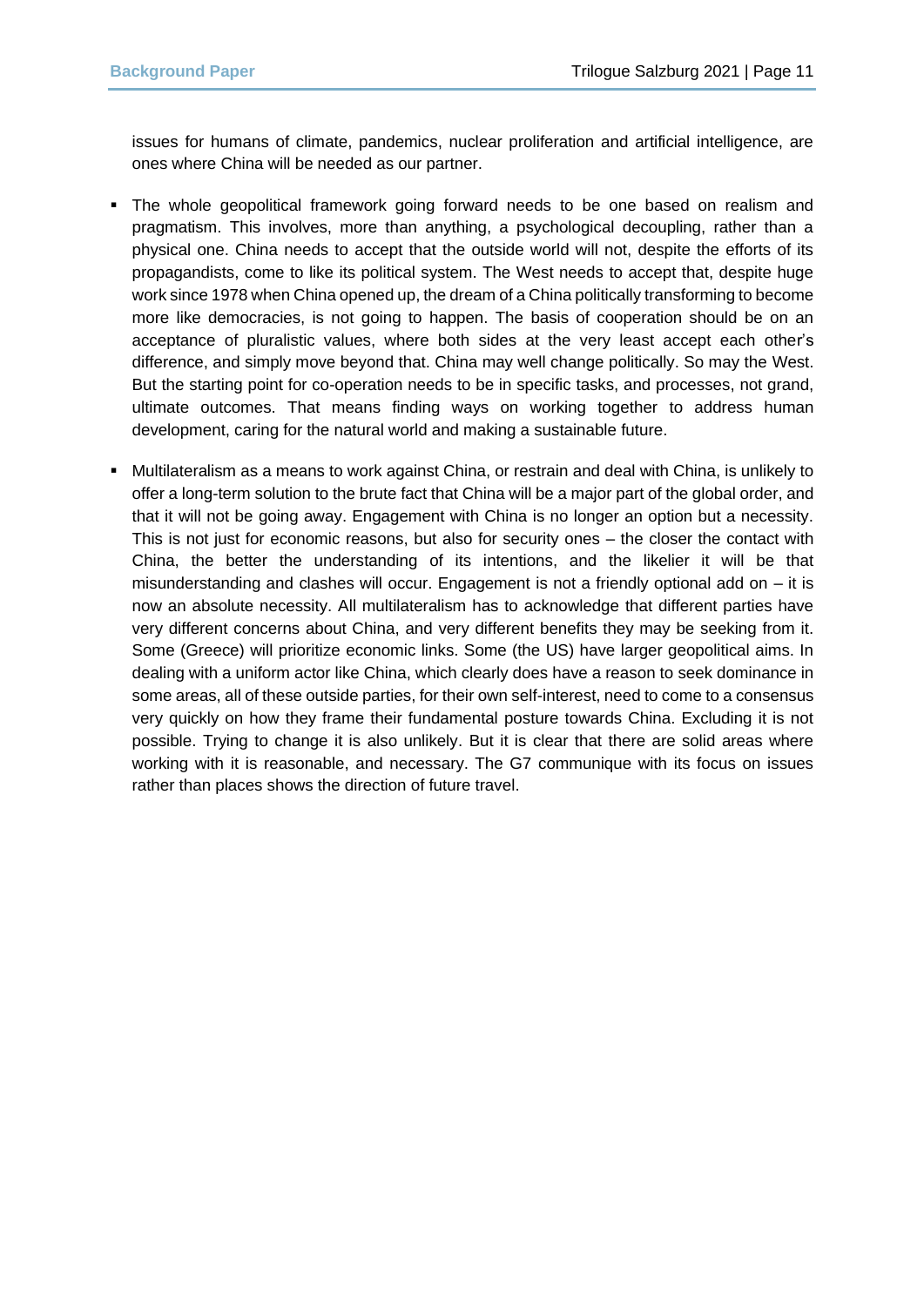issues for humans of climate, pandemics, nuclear proliferation and artificial intelligence, are ones where China will be needed as our partner.

- The whole geopolitical framework going forward needs to be one based on realism and pragmatism. This involves, more than anything, a psychological decoupling, rather than a physical one. China needs to accept that the outside world will not, despite the efforts of its propagandists, come to like its political system. The West needs to accept that, despite huge work since 1978 when China opened up, the dream of a China politically transforming to become more like democracies, is not going to happen. The basis of cooperation should be on an acceptance of pluralistic values, where both sides at the very least accept each other's difference, and simply move beyond that. China may well change politically. So may the West. But the starting point for co-operation needs to be in specific tasks, and processes, not grand, ultimate outcomes. That means finding ways on working together to address human development, caring for the natural world and making a sustainable future.
- Multilateralism as a means to work against China, or restrain and deal with China, is unlikely to offer a long-term solution to the brute fact that China will be a major part of the global order, and that it will not be going away. Engagement with China is no longer an option but a necessity. This is not just for economic reasons, but also for security ones – the closer the contact with China, the better the understanding of its intentions, and the likelier it will be that misunderstanding and clashes will occur. Engagement is not a friendly optional add on – it is now an absolute necessity. All multilateralism has to acknowledge that different parties have very different concerns about China, and very different benefits they may be seeking from it. Some (Greece) will prioritize economic links. Some (the US) have larger geopolitical aims. In dealing with a uniform actor like China, which clearly does have a reason to seek dominance in some areas, all of these outside parties, for their own self-interest, need to come to a consensus very quickly on how they frame their fundamental posture towards China. Excluding it is not possible. Trying to change it is also unlikely. But it is clear that there are solid areas where working with it is reasonable, and necessary. The G7 communique with its focus on issues rather than places shows the direction of future travel.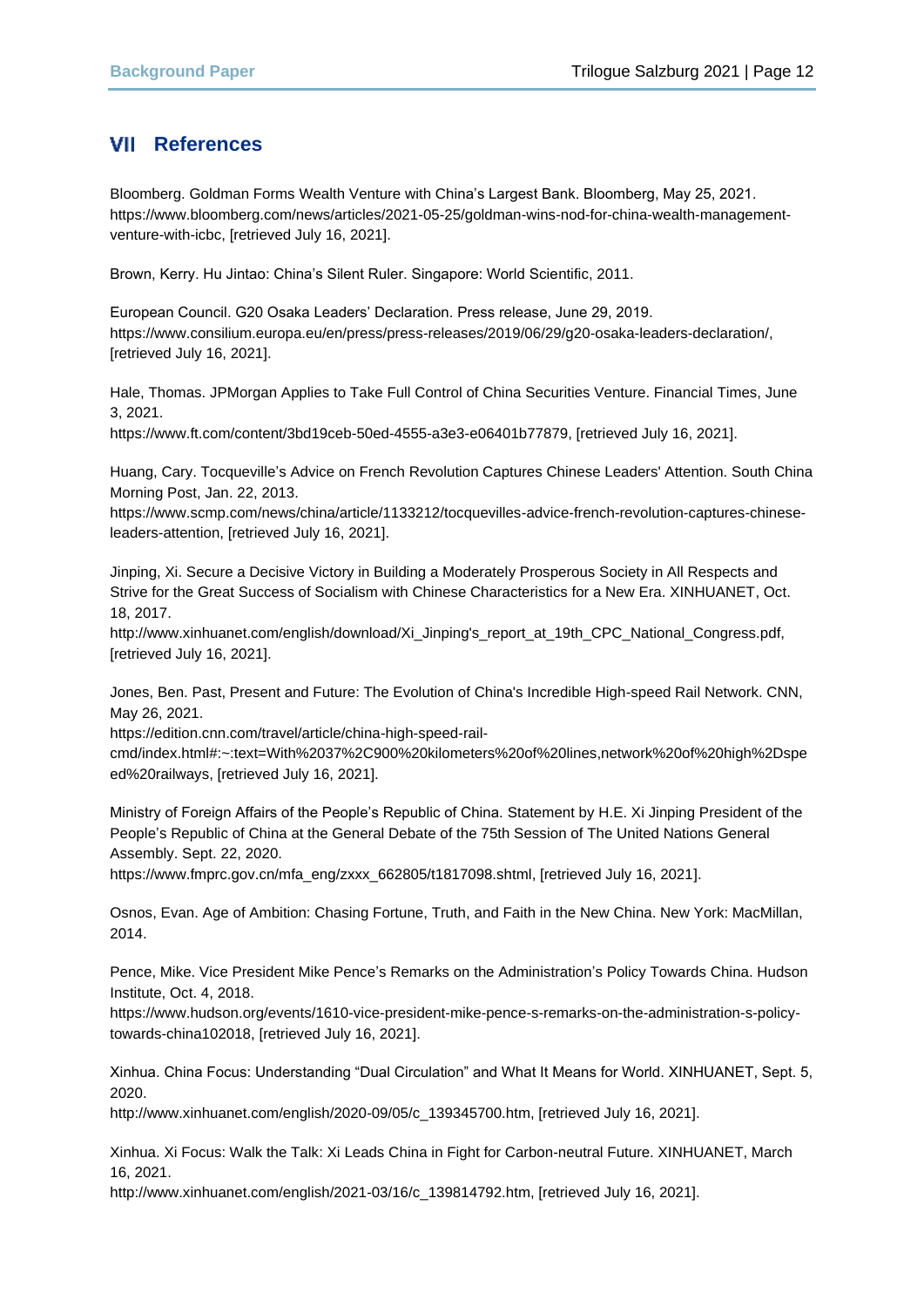## VII References

Bloomberg. Goldman Forms Wealth Venture with China's Largest Bank. Bloomberg, May 25, 2021. https://www.bloomberg.com/news/articles/2021-05-25/goldman-wins-nod-for-china-wealth-management-venture-with-icbc, [retrieved July 16, 2021].

Brown, Kerry. Hu Jintao: China's Silent Ruler. Singapore: World Scientific, 2011.

European Council. G20 Osaka Leaders' Declaration. Press release, June 29, 2019. https://www.consilium.europa.eu/en/press/press-releases/2019/06/29/g20-osaka-leaders-declaration/, [retrieved July 16, 2021].

Hale, Thomas. JPMorgan Applies to Take Full Control of China Securities Venture. Financial Times, June 3, 2021.
https://www.ft.com/content/3bd19ceb-50ed-4555-a3e3-e06401b77879, [retrieved July 16, 2021].

Huang, Cary. Tocqueville's Advice on French Revolution Captures Chinese Leaders' Attention. South China Morning Post, Jan. 22, 2013.
https://www.scmp.com/news/china/article/1133212/tocquevilles-advice-french-revolution-captures-chinese-leaders-attention, [retrieved July 16, 2021].

Jinping, Xi. Secure a Decisive Victory in Building a Moderately Prosperous Society in All Respects and Strive for the Great Success of Socialism with Chinese Characteristics for a New Era. XINHUANET, Oct. 18, 2017.
http://www.xinhuanet.com/english/download/Xi_Jinping's_report_at_19th_CPC_National_Congress.pdf, [retrieved July 16, 2021].

Jones, Ben. Past, Present and Future: The Evolution of China's Incredible High-speed Rail Network. CNN, May 26, 2021.
https://edition.cnn.com/travel/article/china-high-speed-rail-cmd/index.html#:~:text=With%2037%2C900%20kilometers%20of%20lines,network%20of%20high%2Dspeed%20railways, [retrieved July 16, 2021].

Ministry of Foreign Affairs of the People's Republic of China. Statement by H.E. Xi Jinping President of the People's Republic of China at the General Debate of the 75th Session of The United Nations General Assembly. Sept. 22, 2020.
https://www.fmprc.gov.cn/mfa_eng/zxxx_662805/t1817098.shtml, [retrieved July 16, 2021].

Osnos, Evan. Age of Ambition: Chasing Fortune, Truth, and Faith in the New China. New York: MacMillan, 2014.

Pence, Mike. Vice President Mike Pence's Remarks on the Administration's Policy Towards China. Hudson Institute, Oct. 4, 2018.
https://www.hudson.org/events/1610-vice-president-mike-pence-s-remarks-on-the-administration-s-policy-towards-china102018, [retrieved July 16, 2021].

Xinhua. China Focus: Understanding "Dual Circulation" and What It Means for World. XINHUANET, Sept. 5, 2020.
http://www.xinhuanet.com/english/2020-09/05/c_139345700.htm, [retrieved July 16, 2021].

Xinhua. Xi Focus: Walk the Talk: Xi Leads China in Fight for Carbon-neutral Future. XINHUANET, March 16, 2021.
http://www.xinhuanet.com/english/2021-03/16/c_139814792.htm, [retrieved July 16, 2021].